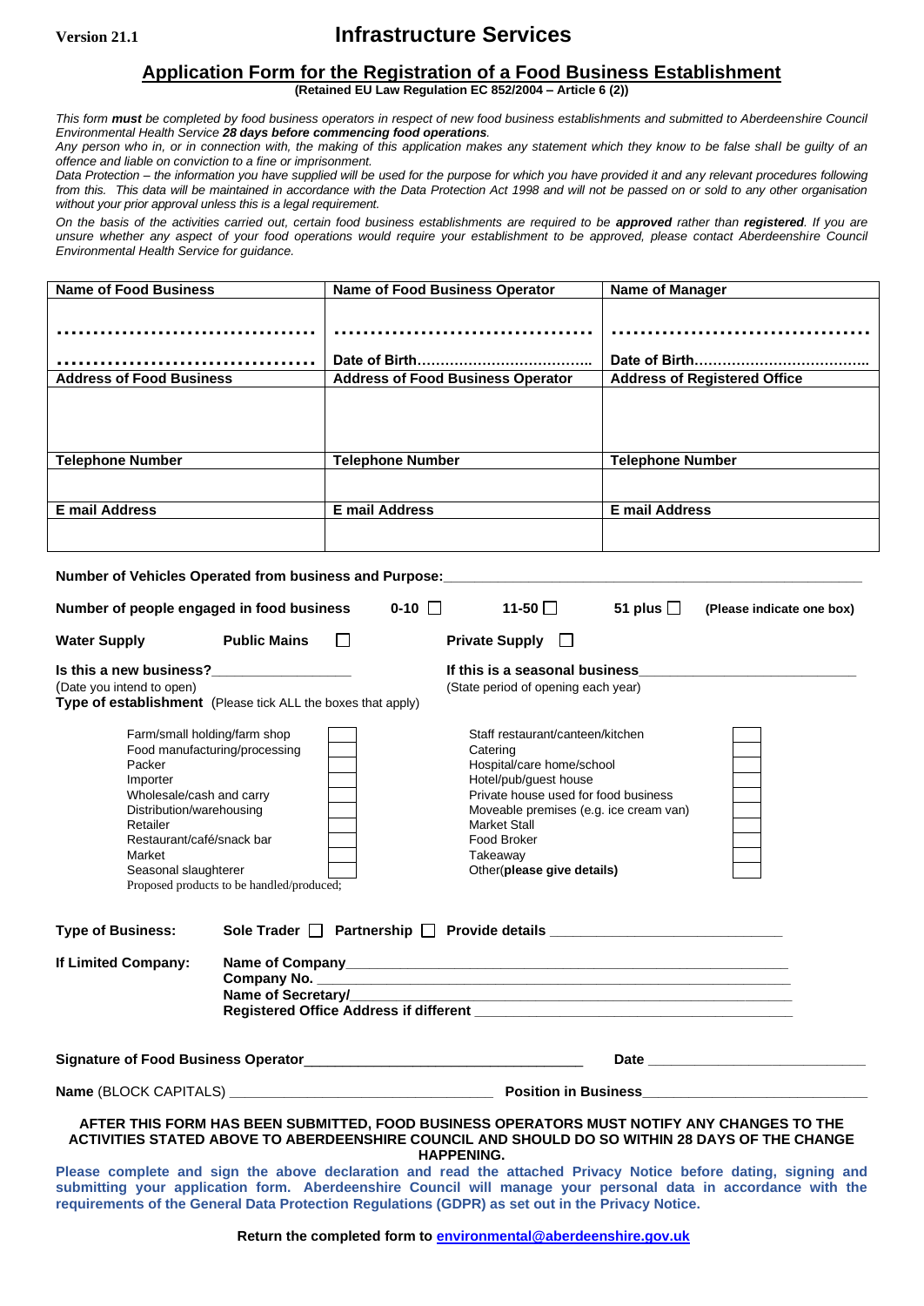**Version 21.1**

# Infrastructure Services

## Application Form for the Registration of a Food Business Establishment

**(Retained EU Law Regulation EC 852/2004 – Article 6 (2))**

*This form **must** be completed by food business operators in respect of new food business establishments and submitted to Aberdeenshire Council Environmental Health Service **28 days before commencing food operations**.*

*Any person who in, or in connection with, the making of this application makes any statement which they know to be false shall be guilty of an offence and liable on conviction to a fine or imprisonment.*

*Data Protection – the information you have supplied will be used for the purpose for which you have provided it and any relevant procedures following from this. This data will be maintained in accordance with the Data Protection Act 1998 and will not be passed on or sold to any other organisation without your prior approval unless this is a legal requirement.*

*On the basis of the activities carried out, certain food business establishments are required to be **approved** rather than **registered**. If you are unsure whether any aspect of your food operations would require your establishment to be approved, please contact Aberdeenshire Council Environmental Health Service for guidance.*

| **Name of Food Business** | **Name of Food Business Operator** | **Name of Manager** |
|---|---|---|
| .................................... | .................................... | .................................... |
| .................................... | **Date of Birth**.................................... | **Date of Birth**.................................... |
| **Address of Food Business** | **Address of Food Business Operator** | **Address of Registered Office** |
| | | |
| **Telephone Number** | **Telephone Number** | **Telephone Number** |
| | | |
| **E mail Address** | **E mail Address** | **E mail Address** |
| | | |

**Number of Vehicles Operated from business and Purpose:**\_\_\_\_\_\_\_\_\_\_\_\_\_\_\_\_\_\_\_\_\_\_\_\_\_\_\_\_\_\_\_\_\_\_\_\_\_\_\_\_\_\_\_\_\_\_\_\_

**Number of people engaged in food business** **0-10** ☐ **11-50** ☐ **51 plus** ☐ **(Please indicate one box)**

**Water Supply** **Public Mains** ☐ **Private Supply** ☐

**Is this a new business?**\_\_\_\_\_\_\_\_\_\_\_\_\_\_\_\_\_\_
(Date you intend to open)

**If this is a seasonal business**\_\_\_\_\_\_\_\_\_\_\_\_\_\_\_\_\_\_\_\_\_\_\_\_\_\_\_\_
(State period of opening each year)

**Type of establishment** (Please tick ALL the boxes that apply)

| Type | ☐ | Type | ☐ |
|---|---|---|---|
| Farm/small holding/farm shop | ☐ | Staff restaurant/canteen/kitchen | ☐ |
| Food manufacturing/processing | ☐ | Catering | ☐ |
| Packer | ☐ | Hospital/care home/school | ☐ |
| Importer | ☐ | Hotel/pub/guest house | ☐ |
| Wholesale/cash and carry | ☐ | Private house used for food business | ☐ |
| Distribution/warehousing | ☐ | Moveable premises (e.g. ice cream van) | ☐ |
| Retailer | ☐ | Market Stall | ☐ |
| Restaurant/café/snack bar | ☐ | Food Broker | ☐ |
| Market | ☐ | Takeaway | ☐ |
| Seasonal slaughterer | ☐ | Other(**please give details**) | ☐ |

Proposed products to be handled/produced;

**Type of Business:** **Sole Trader** ☐ **Partnership** ☐ **Provide details** \_\_\_\_\_\_\_\_\_\_\_\_\_\_\_\_\_\_\_\_\_\_\_\_\_\_\_\_

**If Limited Company:** **Name of Company**\_\_\_\_\_\_\_\_\_\_\_\_\_\_\_\_\_\_\_\_\_\_\_\_\_\_\_\_\_\_\_\_\_\_\_\_\_\_\_\_\_\_\_\_\_\_\_\_\_\_\_\_\_\_\_\_
**Company No.** \_\_\_\_\_\_\_\_\_\_\_\_\_\_\_\_\_\_\_\_\_\_\_\_\_\_\_\_\_\_\_\_\_\_\_\_\_\_\_\_\_\_\_\_\_\_\_\_\_\_\_\_\_\_\_\_\_
**Name of Secretary/**\_\_\_\_\_\_\_\_\_\_\_\_\_\_\_\_\_\_\_\_\_\_\_\_\_\_\_\_\_\_\_\_\_\_\_\_\_\_\_\_\_\_\_\_\_\_\_\_\_\_\_\_\_\_\_
**Registered Office Address if different** \_\_\_\_\_\_\_\_\_\_\_\_\_\_\_\_\_\_\_\_\_\_\_\_\_\_\_\_\_\_\_\_\_\_\_\_\_\_\_\_

**Signature of Food Business Operator**\_\_\_\_\_\_\_\_\_\_\_\_\_\_\_\_\_\_\_\_\_\_\_\_\_\_\_\_\_\_\_\_\_\_\_ **Date** \_\_\_\_\_\_\_\_\_\_\_\_\_\_\_\_\_\_\_\_\_\_\_\_\_\_\_\_

**Name** (BLOCK CAPITALS) \_\_\_\_\_\_\_\_\_\_\_\_\_\_\_\_\_\_\_\_\_\_\_\_\_\_\_\_\_\_\_\_\_ **Position in Business**\_\_\_\_\_\_\_\_\_\_\_\_\_\_\_\_\_\_\_\_\_\_\_\_\_\_\_\_

**AFTER THIS FORM HAS BEEN SUBMITTED, FOOD BUSINESS OPERATORS MUST NOTIFY ANY CHANGES TO THE ACTIVITIES STATED ABOVE TO ABERDEENSHIRE COUNCIL AND SHOULD DO SO WITHIN 28 DAYS OF THE CHANGE HAPPENING.**

**Please complete and sign the above declaration and read the attached Privacy Notice before dating, signing and submitting your application form. Aberdeenshire Council will manage your personal data in accordance with the requirements of the General Data Protection Regulations (GDPR) as set out in the Privacy Notice.**

**Return the completed form to environmental@aberdeenshire.gov.uk**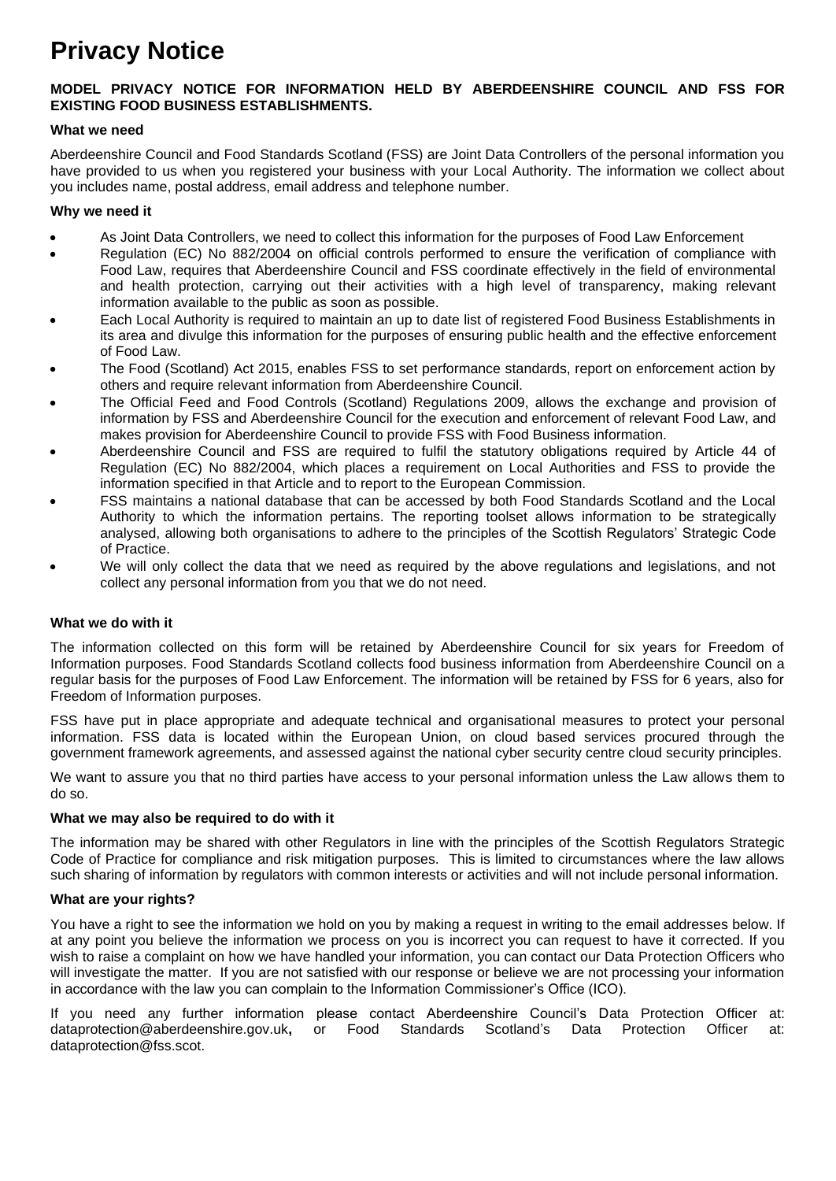# Privacy Notice

**MODEL PRIVACY NOTICE FOR INFORMATION HELD BY ABERDEENSHIRE COUNCIL AND FSS FOR EXISTING FOOD BUSINESS ESTABLISHMENTS.**

**What we need**

Aberdeenshire Council and Food Standards Scotland (FSS) are Joint Data Controllers of the personal information you have provided to us when you registered your business with your Local Authority. The information we collect about you includes name, postal address, email address and telephone number.

**Why we need it**

- As Joint Data Controllers, we need to collect this information for the purposes of Food Law Enforcement
- Regulation (EC) No 882/2004 on official controls performed to ensure the verification of compliance with Food Law, requires that Aberdeenshire Council and FSS coordinate effectively in the field of environmental and health protection, carrying out their activities with a high level of transparency, making relevant information available to the public as soon as possible.
- Each Local Authority is required to maintain an up to date list of registered Food Business Establishments in its area and divulge this information for the purposes of ensuring public health and the effective enforcement of Food Law.
- The Food (Scotland) Act 2015, enables FSS to set performance standards, report on enforcement action by others and require relevant information from Aberdeenshire Council.
- The Official Feed and Food Controls (Scotland) Regulations 2009, allows the exchange and provision of information by FSS and Aberdeenshire Council for the execution and enforcement of relevant Food Law, and makes provision for Aberdeenshire Council to provide FSS with Food Business information.
- Aberdeenshire Council and FSS are required to fulfil the statutory obligations required by Article 44 of Regulation (EC) No 882/2004, which places a requirement on Local Authorities and FSS to provide the information specified in that Article and to report to the European Commission.
- FSS maintains a national database that can be accessed by both Food Standards Scotland and the Local Authority to which the information pertains. The reporting toolset allows information to be strategically analysed, allowing both organisations to adhere to the principles of the Scottish Regulators' Strategic Code of Practice.
- We will only collect the data that we need as required by the above regulations and legislations, and not collect any personal information from you that we do not need.

**What we do with it**

The information collected on this form will be retained by Aberdeenshire Council for six years for Freedom of Information purposes. Food Standards Scotland collects food business information from Aberdeenshire Council on a regular basis for the purposes of Food Law Enforcement. The information will be retained by FSS for 6 years, also for Freedom of Information purposes.

FSS have put in place appropriate and adequate technical and organisational measures to protect your personal information. FSS data is located within the European Union, on cloud based services procured through the government framework agreements, and assessed against the national cyber security centre cloud security principles.

We want to assure you that no third parties have access to your personal information unless the Law allows them to do so.

**What we may also be required to do with it**

The information may be shared with other Regulators in line with the principles of the Scottish Regulators Strategic Code of Practice for compliance and risk mitigation purposes. This is limited to circumstances where the law allows such sharing of information by regulators with common interests or activities and will not include personal information.

**What are your rights?**

You have a right to see the information we hold on you by making a request in writing to the email addresses below. If at any point you believe the information we process on you is incorrect you can request to have it corrected. If you wish to raise a complaint on how we have handled your information, you can contact our Data Protection Officers who will investigate the matter. If you are not satisfied with our response or believe we are not processing your information in accordance with the law you can complain to the Information Commissioner's Office (ICO).

If you need any further information please contact Aberdeenshire Council's Data Protection Officer at: dataprotection@aberdeenshire.gov.uk**,** or Food Standards Scotland's Data Protection Officer at: dataprotection@fss.scot.